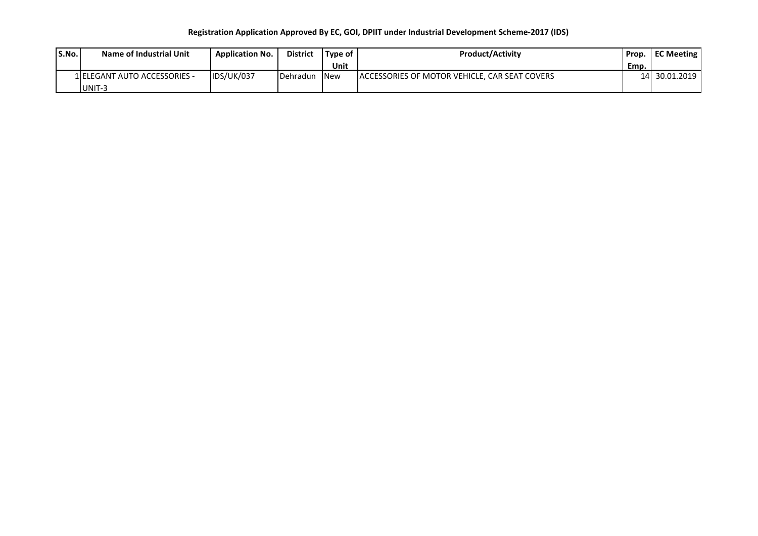**Registration Application Approved By EC, GOI, DPIIT under Industrial Development Scheme-2017 (IDS)**

| S.No. | Name of Industrial Unit | Application No. | District | Type of Unit | Product/Activity | Prop. Emp. | EC Meeting |
|---|---|---|---|---|---|---|---|
| 1 | ELEGANT AUTO ACCESSORIES - UNIT-3 | IDS/UK/037 | Dehradun | New | ACCESSORIES OF MOTOR VEHICLE, CAR SEAT COVERS | 14 | 30.01.2019 |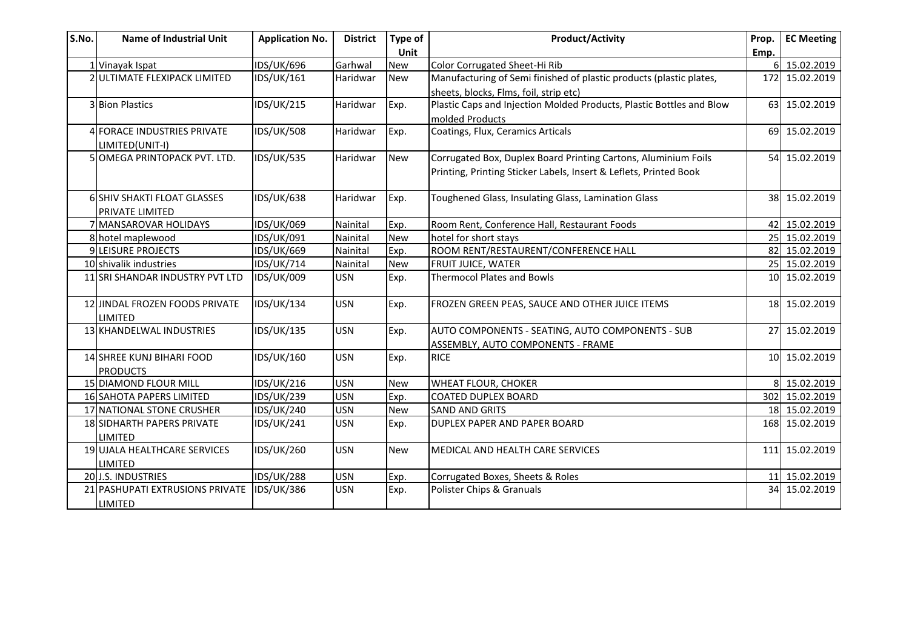| S.No. | Name of Industrial Unit | Application No. | District | Type of Unit | Product/Activity | Prop. Emp. | EC Meeting |
|---|---|---|---|---|---|---|---|
| 1 | Vinayak Ispat | IDS/UK/696 | Garhwal | New | Color Corrugated Sheet-Hi Rib | 6 | 15.02.2019 |
| 2 | ULTIMATE FLEXIPACK LIMITED | IDS/UK/161 | Haridwar | New | Manufacturing of Semi finished of plastic products (plastic plates, sheets, blocks, Flms, foil, strip etc) | 172 | 15.02.2019 |
| 3 | Bion Plastics | IDS/UK/215 | Haridwar | Exp. | Plastic Caps and Injection Molded Products, Plastic Bottles and Blow molded Products | 63 | 15.02.2019 |
| 4 | FORACE INDUSTRIES PRIVATE LIMITED(UNIT-I) | IDS/UK/508 | Haridwar | Exp. | Coatings, Flux, Ceramics Articals | 69 | 15.02.2019 |
| 5 | OMEGA PRINTOPACK PVT. LTD. | IDS/UK/535 | Haridwar | New | Corrugated Box, Duplex Board Printing Cartons, Aluminium Foils Printing, Printing Sticker Labels, Insert & Leflets, Printed Book | 54 | 15.02.2019 |
| 6 | SHIV SHAKTI FLOAT GLASSES PRIVATE LIMITED | IDS/UK/638 | Haridwar | Exp. | Toughened Glass, Insulating Glass, Lamination Glass | 38 | 15.02.2019 |
| 7 | MANSAROVAR HOLIDAYS | IDS/UK/069 | Nainital | Exp. | Room Rent, Conference Hall, Restaurant Foods | 42 | 15.02.2019 |
| 8 | hotel maplewood | IDS/UK/091 | Nainital | New | hotel for short stays | 25 | 15.02.2019 |
| 9 | LEISURE PROJECTS | IDS/UK/669 | Nainital | Exp. | ROOM RENT/RESTAURENT/CONFERENCE HALL | 82 | 15.02.2019 |
| 10 | shivalik industries | IDS/UK/714 | Nainital | New | FRUIT JUICE, WATER | 25 | 15.02.2019 |
| 11 | SRI SHANDAR INDUSTRY PVT LTD | IDS/UK/009 | USN | Exp. | Thermocol Plates and Bowls | 10 | 15.02.2019 |
| 12 | JINDAL FROZEN FOODS PRIVATE LIMITED | IDS/UK/134 | USN | Exp. | FROZEN GREEN PEAS, SAUCE AND OTHER JUICE ITEMS | 18 | 15.02.2019 |
| 13 | KHANDELWAL INDUSTRIES | IDS/UK/135 | USN | Exp. | AUTO COMPONENTS - SEATING, AUTO COMPONENTS - SUB ASSEMBLY, AUTO COMPONENTS - FRAME | 27 | 15.02.2019 |
| 14 | SHREE KUNJ BIHARI FOOD PRODUCTS | IDS/UK/160 | USN | Exp. | RICE | 10 | 15.02.2019 |
| 15 | DIAMOND FLOUR MILL | IDS/UK/216 | USN | New | WHEAT FLOUR, CHOKER | 8 | 15.02.2019 |
| 16 | SAHOTA PAPERS LIMITED | IDS/UK/239 | USN | Exp. | COATED DUPLEX BOARD | 302 | 15.02.2019 |
| 17 | NATIONAL STONE CRUSHER | IDS/UK/240 | USN | New | SAND AND GRITS | 18 | 15.02.2019 |
| 18 | SIDHARTH PAPERS PRIVATE LIMITED | IDS/UK/241 | USN | Exp. | DUPLEX PAPER AND PAPER BOARD | 168 | 15.02.2019 |
| 19 | UJALA HEALTHCARE SERVICES LIMITED | IDS/UK/260 | USN | New | MEDICAL AND HEALTH CARE SERVICES | 111 | 15.02.2019 |
| 20 | J.S. INDUSTRIES | IDS/UK/288 | USN | Exp. | Corrugated Boxes, Sheets & Roles | 11 | 15.02.2019 |
| 21 | PASHUPATI EXTRUSIONS PRIVATE LIMITED | IDS/UK/386 | USN | Exp. | Polister Chips & Granuals | 34 | 15.02.2019 |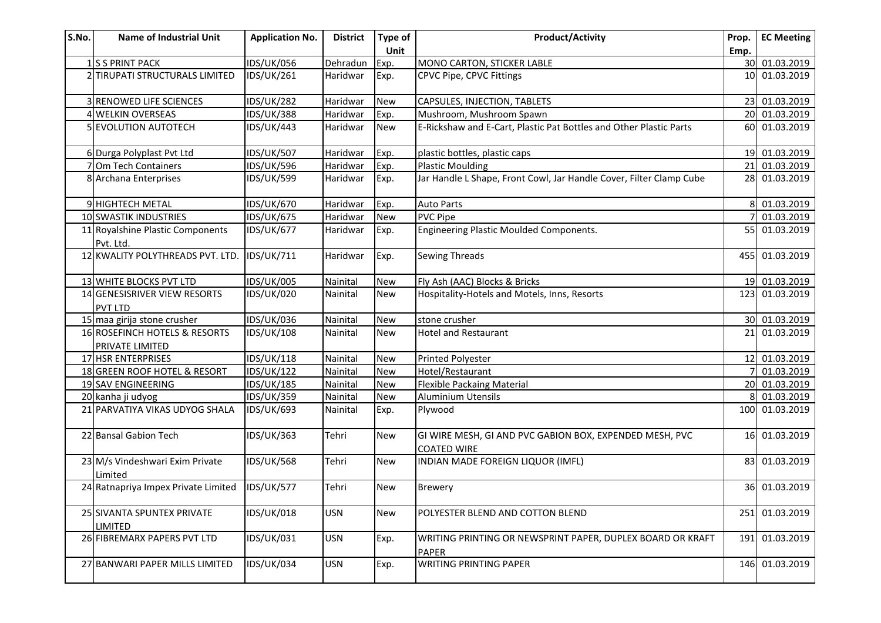| S.No. | Name of Industrial Unit | Application No. | District | Type of Unit | Product/Activity | Prop. Emp. | EC Meeting |
|---|---|---|---|---|---|---|---|
| 1 | S S PRINT PACK | IDS/UK/056 | Dehradun | Exp. | MONO CARTON, STICKER LABLE | 30 | 01.03.2019 |
| 2 | TIRUPATI STRUCTURALS LIMITED | IDS/UK/261 | Haridwar | Exp. | CPVC Pipe, CPVC Fittings | 10 | 01.03.2019 |
| 3 | RENOWED LIFE SCIENCES | IDS/UK/282 | Haridwar | New | CAPSULES, INJECTION, TABLETS | 23 | 01.03.2019 |
| 4 | WELKIN OVERSEAS | IDS/UK/388 | Haridwar | Exp. | Mushroom, Mushroom Spawn | 20 | 01.03.2019 |
| 5 | EVOLUTION AUTOTECH | IDS/UK/443 | Haridwar | New | E-Rickshaw and E-Cart, Plastic Pat Bottles and Other Plastic Parts | 60 | 01.03.2019 |
| 6 | Durga Polyplast Pvt Ltd | IDS/UK/507 | Haridwar | Exp. | plastic bottles, plastic caps | 19 | 01.03.2019 |
| 7 | Om Tech Containers | IDS/UK/596 | Haridwar | Exp. | Plastic Moulding | 21 | 01.03.2019 |
| 8 | Archana Enterprises | IDS/UK/599 | Haridwar | Exp. | Jar Handle L Shape, Front Cowl, Jar Handle Cover, Filter Clamp Cube | 28 | 01.03.2019 |
| 9 | HIGHTECH METAL | IDS/UK/670 | Haridwar | Exp. | Auto Parts | 8 | 01.03.2019 |
| 10 | SWASTIK INDUSTRIES | IDS/UK/675 | Haridwar | New | PVC Pipe | 7 | 01.03.2019 |
| 11 | Royalshine Plastic Components Pvt. Ltd. | IDS/UK/677 | Haridwar | Exp. | Engineering Plastic Moulded Components. | 55 | 01.03.2019 |
| 12 | KWALITY POLYTHREADS PVT. LTD. | IDS/UK/711 | Haridwar | Exp. | Sewing Threads | 455 | 01.03.2019 |
| 13 | WHITE BLOCKS PVT LTD | IDS/UK/005 | Nainital | New | Fly Ash (AAC) Blocks & Bricks | 19 | 01.03.2019 |
| 14 | GENESISRIVER VIEW RESORTS PVT LTD | IDS/UK/020 | Nainital | New | Hospitality-Hotels and Motels, Inns, Resorts | 123 | 01.03.2019 |
| 15 | maa girija stone crusher | IDS/UK/036 | Nainital | New | stone crusher | 30 | 01.03.2019 |
| 16 | ROSEFINCH HOTELS & RESORTS PRIVATE LIMITED | IDS/UK/108 | Nainital | New | Hotel and Restaurant | 21 | 01.03.2019 |
| 17 | HSR ENTERPRISES | IDS/UK/118 | Nainital | New | Printed Polyester | 12 | 01.03.2019 |
| 18 | GREEN ROOF HOTEL & RESORT | IDS/UK/122 | Nainital | New | Hotel/Restaurant | 7 | 01.03.2019 |
| 19 | SAV ENGINEERING | IDS/UK/185 | Nainital | New | Flexible Packaing Material | 20 | 01.03.2019 |
| 20 | kanha ji udyog | IDS/UK/359 | Nainital | New | Aluminium Utensils | 8 | 01.03.2019 |
| 21 | PARVATIYA VIKAS UDYOG SHALA | IDS/UK/693 | Nainital | Exp. | Plywood | 100 | 01.03.2019 |
| 22 | Bansal Gabion Tech | IDS/UK/363 | Tehri | New | GI WIRE MESH, GI AND PVC GABION BOX, EXPENDED MESH, PVC COATED WIRE | 16 | 01.03.2019 |
| 23 | M/s Vindeshwari Exim Private Limited | IDS/UK/568 | Tehri | New | INDIAN MADE FOREIGN LIQUOR (IMFL) | 83 | 01.03.2019 |
| 24 | Ratnapriya Impex Private Limited | IDS/UK/577 | Tehri | New | Brewery | 36 | 01.03.2019 |
| 25 | SIVANTA SPUNTEX PRIVATE LIMITED | IDS/UK/018 | USN | New | POLYESTER BLEND AND COTTON BLEND | 251 | 01.03.2019 |
| 26 | FIBREMARX PAPERS PVT LTD | IDS/UK/031 | USN | Exp. | WRITING PRINTING OR NEWSPRINT PAPER, DUPLEX BOARD OR KRAFT PAPER | 191 | 01.03.2019 |
| 27 | BANWARI PAPER MILLS LIMITED | IDS/UK/034 | USN | Exp. | WRITING PRINTING PAPER | 146 | 01.03.2019 |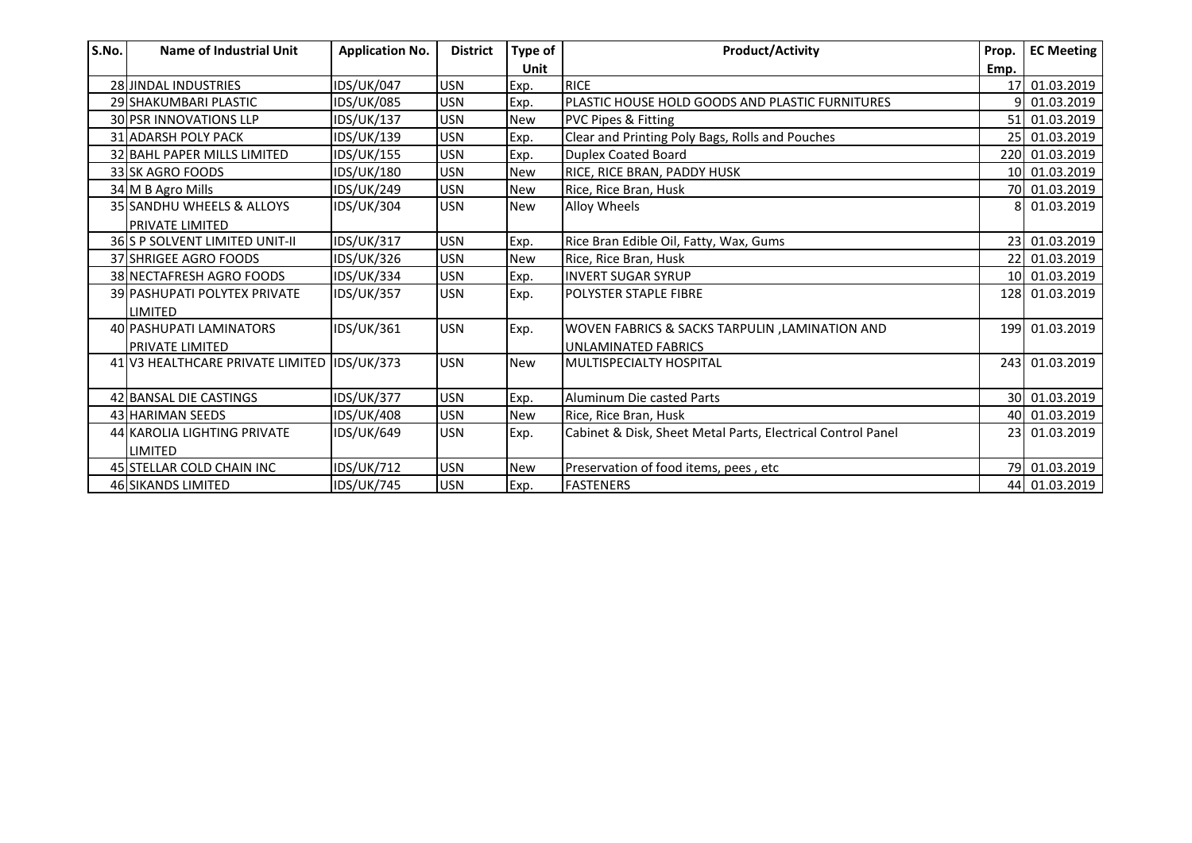| S.No. | Name of Industrial Unit | Application No. | District | Type of Unit | Product/Activity | Prop. Emp. | EC Meeting |
|---|---|---|---|---|---|---|---|
| 28 | JINDAL INDUSTRIES | IDS/UK/047 | USN | Exp. | RICE | 17 | 01.03.2019 |
| 29 | SHAKUMBARI PLASTIC | IDS/UK/085 | USN | Exp. | PLASTIC HOUSE HOLD GOODS AND PLASTIC FURNITURES | 9 | 01.03.2019 |
| 30 | PSR INNOVATIONS LLP | IDS/UK/137 | USN | New | PVC Pipes & Fitting | 51 | 01.03.2019 |
| 31 | ADARSH POLY PACK | IDS/UK/139 | USN | Exp. | Clear and Printing Poly Bags, Rolls and Pouches | 25 | 01.03.2019 |
| 32 | BAHL PAPER MILLS LIMITED | IDS/UK/155 | USN | Exp. | Duplex Coated Board | 220 | 01.03.2019 |
| 33 | SK AGRO FOODS | IDS/UK/180 | USN | New | RICE, RICE BRAN, PADDY HUSK | 10 | 01.03.2019 |
| 34 | M B Agro Mills | IDS/UK/249 | USN | New | Rice, Rice Bran, Husk | 70 | 01.03.2019 |
| 35 | SANDHU WHEELS & ALLOYS PRIVATE LIMITED | IDS/UK/304 | USN | New | Alloy Wheels | 8 | 01.03.2019 |
| 36 | S P SOLVENT LIMITED UNIT-II | IDS/UK/317 | USN | Exp. | Rice Bran Edible Oil, Fatty, Wax, Gums | 23 | 01.03.2019 |
| 37 | SHRIGEE AGRO FOODS | IDS/UK/326 | USN | New | Rice, Rice Bran, Husk | 22 | 01.03.2019 |
| 38 | NECTAFRESH AGRO FOODS | IDS/UK/334 | USN | Exp. | INVERT SUGAR SYRUP | 10 | 01.03.2019 |
| 39 | PASHUPATI POLYTEX PRIVATE LIMITED | IDS/UK/357 | USN | Exp. | POLYSTER STAPLE FIBRE | 128 | 01.03.2019 |
| 40 | PASHUPATI LAMINATORS PRIVATE LIMITED | IDS/UK/361 | USN | Exp. | WOVEN FABRICS & SACKS TARPULIN ,LAMINATION AND UNLAMINATED FABRICS | 199 | 01.03.2019 |
| 41 | V3 HEALTHCARE PRIVATE LIMITED | IDS/UK/373 | USN | New | MULTISPECIALTY HOSPITAL | 243 | 01.03.2019 |
| 42 | BANSAL DIE CASTINGS | IDS/UK/377 | USN | Exp. | Aluminum Die casted Parts | 30 | 01.03.2019 |
| 43 | HARIMAN SEEDS | IDS/UK/408 | USN | New | Rice, Rice Bran, Husk | 40 | 01.03.2019 |
| 44 | KAROLIA LIGHTING PRIVATE LIMITED | IDS/UK/649 | USN | Exp. | Cabinet & Disk, Sheet Metal Parts, Electrical Control Panel | 23 | 01.03.2019 |
| 45 | STELLAR COLD CHAIN INC | IDS/UK/712 | USN | New | Preservation of food items, pees , etc | 79 | 01.03.2019 |
| 46 | SIKANDS LIMITED | IDS/UK/745 | USN | Exp. | FASTENERS | 44 | 01.03.2019 |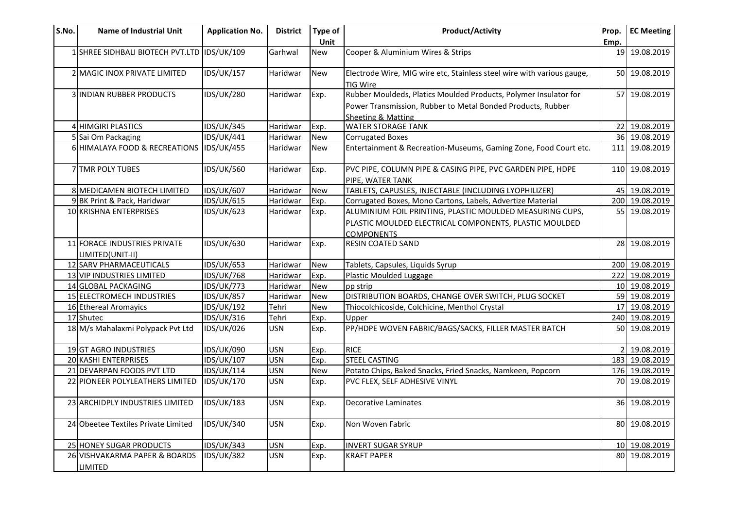| S.No. | Name of Industrial Unit | Application No. | District | Type of Unit | Product/Activity | Prop. Emp. | EC Meeting |
|---|---|---|---|---|---|---|---|
| 1 | SHREE SIDHBALI BIOTECH PVT.LTD | IDS/UK/109 | Garhwal | New | Cooper & Aluminium Wires & Strips | 19 | 19.08.2019 |
| 2 | MAGIC INOX PRIVATE LIMITED | IDS/UK/157 | Haridwar | New | Electrode Wire, MIG wire etc, Stainless steel wire with various gauge, TIG Wire | 50 | 19.08.2019 |
| 3 | INDIAN RUBBER PRODUCTS | IDS/UK/280 | Haridwar | Exp. | Rubber Mouldeds, Platics Moulded Products, Polymer Insulator for Power Transmission, Rubber to Metal Bonded Products, Rubber Sheeting & Matting | 57 | 19.08.2019 |
| 4 | HIMGIRI PLASTICS | IDS/UK/345 | Haridwar | Exp. | WATER STORAGE TANK | 22 | 19.08.2019 |
| 5 | Sai Om Packaging | IDS/UK/441 | Haridwar | New | Corrugated Boxes | 36 | 19.08.2019 |
| 6 | HIMALAYA FOOD & RECREATIONS | IDS/UK/455 | Haridwar | New | Entertainment & Recreation-Museums, Gaming Zone, Food Court etc. | 111 | 19.08.2019 |
| 7 | TMR POLY TUBES | IDS/UK/560 | Haridwar | Exp. | PVC PIPE, COLUMN PIPE & CASING PIPE, PVC GARDEN PIPE, HDPE PIPE, WATER TANK | 110 | 19.08.2019 |
| 8 | MEDICAMEN BIOTECH LIMITED | IDS/UK/607 | Haridwar | New | TABLETS, CAPUSLES, INJECTABLE (INCLUDING LYOPHILIZER) | 45 | 19.08.2019 |
| 9 | BK Print & Pack, Haridwar | IDS/UK/615 | Haridwar | Exp. | Corrugated Boxes, Mono Cartons, Labels, Advertize Material | 200 | 19.08.2019 |
| 10 | KRISHNA ENTERPRISES | IDS/UK/623 | Haridwar | Exp. | ALUMINIUM FOIL PRINTING, PLASTIC MOULDED MEASURING CUPS, PLASTIC MOULDED ELECTRICAL COMPONENTS, PLASTIC MOULDED COMPONENTS | 55 | 19.08.2019 |
| 11 | FORACE INDUSTRIES PRIVATE LIMITED(UNIT-II) | IDS/UK/630 | Haridwar | Exp. | RESIN COATED SAND | 28 | 19.08.2019 |
| 12 | SARV PHARMACEUTICALS | IDS/UK/653 | Haridwar | New | Tablets, Capsules, Liquids Syrup | 200 | 19.08.2019 |
| 13 | VIP INDUSTRIES LIMITED | IDS/UK/768 | Haridwar | Exp. | Plastic Moulded Luggage | 222 | 19.08.2019 |
| 14 | GLOBAL PACKAGING | IDS/UK/773 | Haridwar | New | pp strip | 10 | 19.08.2019 |
| 15 | ELECTROMECH INDUSTRIES | IDS/UK/857 | Haridwar | New | DISTRIBUTION BOARDS, CHANGE OVER SWITCH, PLUG SOCKET | 59 | 19.08.2019 |
| 16 | Ethereal Aromayics | IDS/UK/192 | Tehri | New | Thiocolchicoside, Colchicine, Menthol Crystal | 17 | 19.08.2019 |
| 17 | Shutec | IDS/UK/316 | Tehri | Exp. | Upper | 240 | 19.08.2019 |
| 18 | M/s Mahalaxmi Polypack Pvt Ltd | IDS/UK/026 | USN | Exp. | PP/HDPE WOVEN FABRIC/BAGS/SACKS, FILLER MASTER BATCH | 50 | 19.08.2019 |
| 19 | GT AGRO INDUSTRIES | IDS/UK/090 | USN | Exp. | RICE | 2 | 19.08.2019 |
| 20 | KASHI ENTERPRISES | IDS/UK/107 | USN | Exp. | STEEL CASTING | 183 | 19.08.2019 |
| 21 | DEVARPAN FOODS PVT LTD | IDS/UK/114 | USN | New | Potato Chips, Baked Snacks, Fried Snacks, Namkeen, Popcorn | 176 | 19.08.2019 |
| 22 | PIONEER POLYLEATHERS LIMITED | IDS/UK/170 | USN | Exp. | PVC FLEX, SELF ADHESIVE VINYL | 70 | 19.08.2019 |
| 23 | ARCHIDPLY INDUSTRIES LIMITED | IDS/UK/183 | USN | Exp. | Decorative Laminates | 36 | 19.08.2019 |
| 24 | Obeetee Textiles Private Limited | IDS/UK/340 | USN | Exp. | Non Woven Fabric | 80 | 19.08.2019 |
| 25 | HONEY SUGAR PRODUCTS | IDS/UK/343 | USN | Exp. | INVERT SUGAR SYRUP | 10 | 19.08.2019 |
| 26 | VISHVAKARMA PAPER & BOARDS LIMITED | IDS/UK/382 | USN | Exp. | KRAFT PAPER | 80 | 19.08.2019 |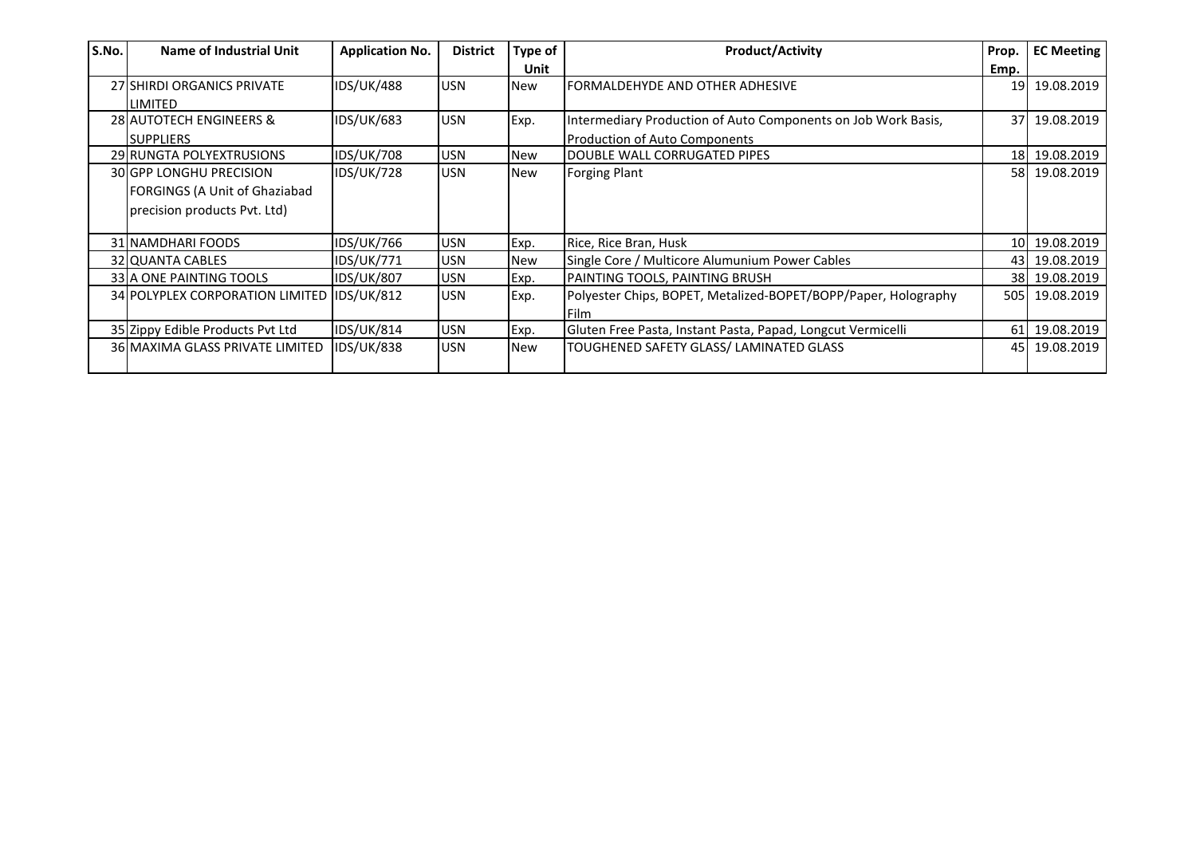| S.No. | Name of Industrial Unit | Application No. | District | Type of Unit | Product/Activity | Prop. Emp. | EC Meeting |
|---|---|---|---|---|---|---|---|
| 27 | SHIRDI ORGANICS PRIVATE LIMITED | IDS/UK/488 | USN | New | FORMALDEHYDE AND OTHER ADHESIVE | 19 | 19.08.2019 |
| 28 | AUTOTECH ENGINEERS & SUPPLIERS | IDS/UK/683 | USN | Exp. | Intermediary Production of Auto Components on Job Work Basis, Production of Auto Components | 37 | 19.08.2019 |
| 29 | RUNGTA POLYEXTRUSIONS | IDS/UK/708 | USN | New | DOUBLE WALL CORRUGATED PIPES | 18 | 19.08.2019 |
| 30 | GPP LONGHU PRECISION FORGINGS (A Unit of Ghaziabad precision products Pvt. Ltd) | IDS/UK/728 | USN | New | Forging Plant | 58 | 19.08.2019 |
| 31 | NAMDHARI FOODS | IDS/UK/766 | USN | Exp. | Rice, Rice Bran, Husk | 10 | 19.08.2019 |
| 32 | QUANTA CABLES | IDS/UK/771 | USN | New | Single Core / Multicore Alumunium Power Cables | 43 | 19.08.2019 |
| 33 | A ONE PAINTING TOOLS | IDS/UK/807 | USN | Exp. | PAINTING TOOLS, PAINTING BRUSH | 38 | 19.08.2019 |
| 34 | POLYPLEX CORPORATION LIMITED | IDS/UK/812 | USN | Exp. | Polyester Chips, BOPET, Metalized-BOPET/BOPP/Paper, Holography Film | 505 | 19.08.2019 |
| 35 | Zippy Edible Products Pvt Ltd | IDS/UK/814 | USN | Exp. | Gluten Free Pasta, Instant Pasta, Papad, Longcut Vermicelli | 61 | 19.08.2019 |
| 36 | MAXIMA GLASS PRIVATE LIMITED | IDS/UK/838 | USN | New | TOUGHENED SAFETY GLASS/ LAMINATED GLASS | 45 | 19.08.2019 |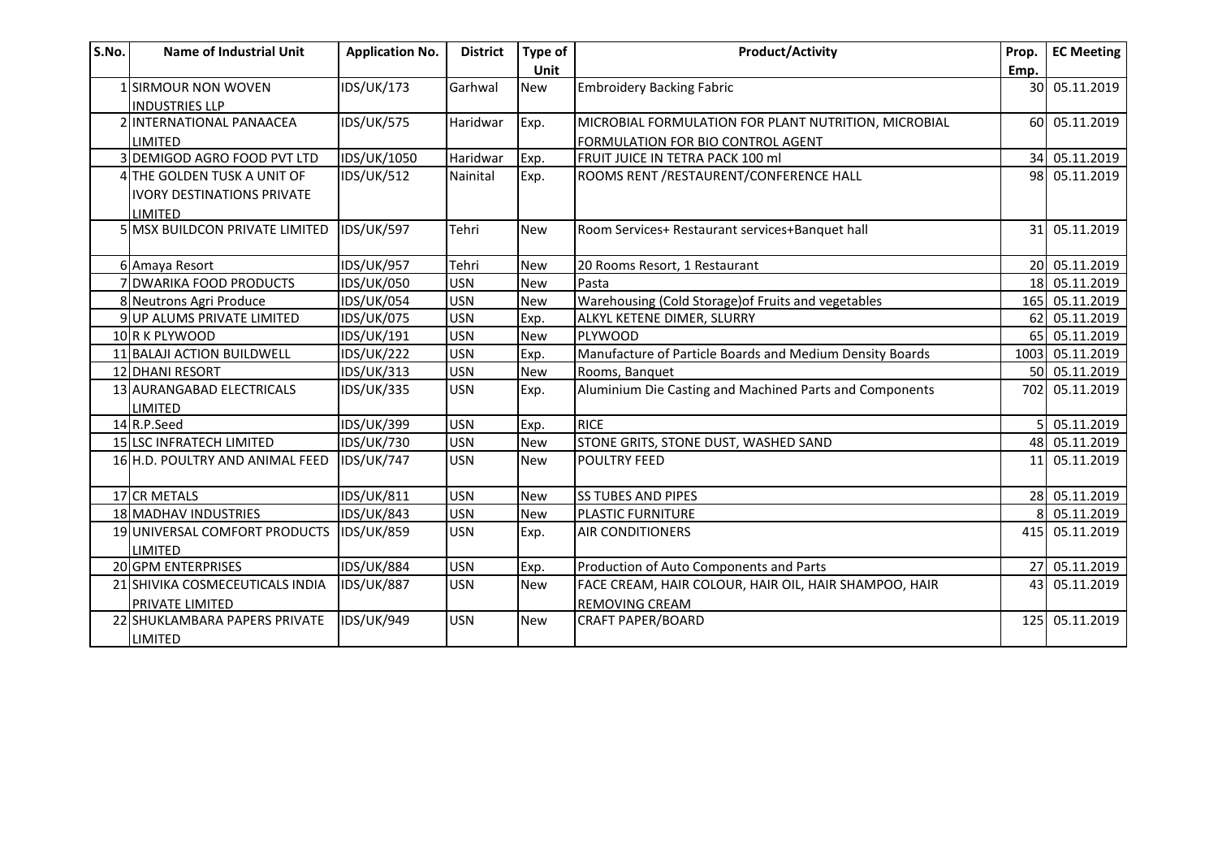| S.No. | Name of Industrial Unit | Application No. | District | Type of Unit | Product/Activity | Prop. Emp. | EC Meeting |
|---|---|---|---|---|---|---|---|
| 1 | SIRMOUR NON WOVEN INDUSTRIES LLP | IDS/UK/173 | Garhwal | New | Embroidery Backing Fabric | 30 | 05.11.2019 |
| 2 | INTERNATIONAL PANAACEA LIMITED | IDS/UK/575 | Haridwar | Exp. | MICROBIAL FORMULATION FOR PLANT NUTRITION, MICROBIAL FORMULATION FOR BIO CONTROL AGENT | 60 | 05.11.2019 |
| 3 | DEMIGOD AGRO FOOD PVT LTD | IDS/UK/1050 | Haridwar | Exp. | FRUIT JUICE IN TETRA PACK 100 ml | 34 | 05.11.2019 |
| 4 | THE GOLDEN TUSK A UNIT OF IVORY DESTINATIONS PRIVATE LIMITED | IDS/UK/512 | Nainital | Exp. | ROOMS RENT /RESTAURENT/CONFERENCE HALL | 98 | 05.11.2019 |
| 5 | MSX BUILDCON PRIVATE LIMITED | IDS/UK/597 | Tehri | New | Room Services+ Restaurant services+Banquet hall | 31 | 05.11.2019 |
| 6 | Amaya Resort | IDS/UK/957 | Tehri | New | 20 Rooms Resort, 1 Restaurant | 20 | 05.11.2019 |
| 7 | DWARIKA FOOD PRODUCTS | IDS/UK/050 | USN | New | Pasta | 18 | 05.11.2019 |
| 8 | Neutrons Agri Produce | IDS/UK/054 | USN | New | Warehousing (Cold Storage)of Fruits and vegetables | 165 | 05.11.2019 |
| 9 | UP ALUMS PRIVATE LIMITED | IDS/UK/075 | USN | Exp. | ALKYL KETENE DIMER, SLURRY | 62 | 05.11.2019 |
| 10 | R K PLYWOOD | IDS/UK/191 | USN | New | PLYWOOD | 65 | 05.11.2019 |
| 11 | BALAJI ACTION BUILDWELL | IDS/UK/222 | USN | Exp. | Manufacture of Particle Boards and Medium Density Boards | 1003 | 05.11.2019 |
| 12 | DHANI RESORT | IDS/UK/313 | USN | New | Rooms, Banquet | 50 | 05.11.2019 |
| 13 | AURANGABAD ELECTRICALS LIMITED | IDS/UK/335 | USN | Exp. | Aluminium Die Casting and Machined Parts and Components | 702 | 05.11.2019 |
| 14 | R.P.Seed | IDS/UK/399 | USN | Exp. | RICE | 5 | 05.11.2019 |
| 15 | LSC INFRATECH LIMITED | IDS/UK/730 | USN | New | STONE GRITS, STONE DUST, WASHED SAND | 48 | 05.11.2019 |
| 16 | H.D. POULTRY AND ANIMAL FEED | IDS/UK/747 | USN | New | POULTRY FEED | 11 | 05.11.2019 |
| 17 | CR METALS | IDS/UK/811 | USN | New | SS TUBES AND PIPES | 28 | 05.11.2019 |
| 18 | MADHAV INDUSTRIES | IDS/UK/843 | USN | New | PLASTIC FURNITURE | 8 | 05.11.2019 |
| 19 | UNIVERSAL COMFORT PRODUCTS LIMITED | IDS/UK/859 | USN | Exp. | AIR CONDITIONERS | 415 | 05.11.2019 |
| 20 | GPM ENTERPRISES | IDS/UK/884 | USN | Exp. | Production of Auto Components and Parts | 27 | 05.11.2019 |
| 21 | SHIVIKA COSMECEUTICALS INDIA PRIVATE LIMITED | IDS/UK/887 | USN | New | FACE CREAM, HAIR COLOUR, HAIR OIL, HAIR SHAMPOO, HAIR REMOVING CREAM | 43 | 05.11.2019 |
| 22 | SHUKLAMBARA PAPERS PRIVATE LIMITED | IDS/UK/949 | USN | New | CRAFT PAPER/BOARD | 125 | 05.11.2019 |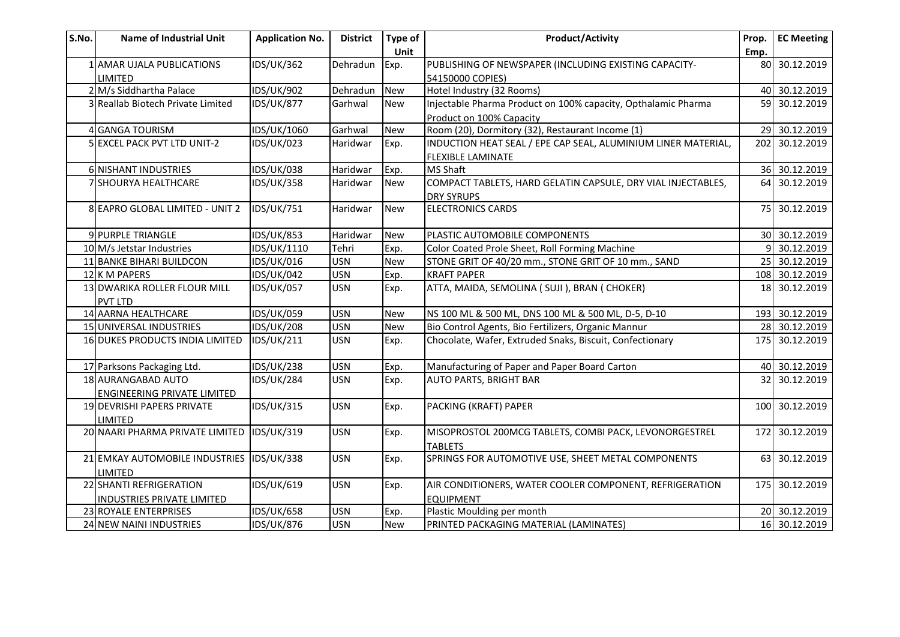| S.No. | Name of Industrial Unit | Application No. | District | Type of Unit | Product/Activity | Prop. Emp. | EC Meeting |
|---|---|---|---|---|---|---|---|
| 1 | AMAR UJALA PUBLICATIONS LIMITED | IDS/UK/362 | Dehradun | Exp. | PUBLISHING OF NEWSPAPER (INCLUDING EXISTING CAPACITY-54150000 COPIES) | 80 | 30.12.2019 |
| 2 | M/s Siddhartha Palace | IDS/UK/902 | Dehradun | New | Hotel Industry (32 Rooms) | 40 | 30.12.2019 |
| 3 | Reallab Biotech Private Limited | IDS/UK/877 | Garhwal | New | Injectable Pharma Product on 100% capacity, Opthalamic Pharma Product on 100% Capacity | 59 | 30.12.2019 |
| 4 | GANGA TOURISM | IDS/UK/1060 | Garhwal | New | Room (20), Dormitory (32), Restaurant Income (1) | 29 | 30.12.2019 |
| 5 | EXCEL PACK PVT LTD UNIT-2 | IDS/UK/023 | Haridwar | Exp. | INDUCTION HEAT SEAL / EPE CAP SEAL, ALUMINIUM LINER MATERIAL, FLEXIBLE LAMINATE | 202 | 30.12.2019 |
| 6 | NISHANT INDUSTRIES | IDS/UK/038 | Haridwar | Exp. | MS Shaft | 36 | 30.12.2019 |
| 7 | SHOURYA HEALTHCARE | IDS/UK/358 | Haridwar | New | COMPACT TABLETS, HARD GELATIN CAPSULE, DRY VIAL INJECTABLES, DRY SYRUPS | 64 | 30.12.2019 |
| 8 | EAPRO GLOBAL LIMITED - UNIT 2 | IDS/UK/751 | Haridwar | New | ELECTRONICS CARDS | 75 | 30.12.2019 |
| 9 | PURPLE TRIANGLE | IDS/UK/853 | Haridwar | New | PLASTIC AUTOMOBILE COMPONENTS | 30 | 30.12.2019 |
| 10 | M/s Jetstar Industries | IDS/UK/1110 | Tehri | Exp. | Color Coated Prole Sheet, Roll Forming Machine | 9 | 30.12.2019 |
| 11 | BANKE BIHARI BUILDCON | IDS/UK/016 | USN | New | STONE GRIT OF 40/20 mm., STONE GRIT OF 10 mm., SAND | 25 | 30.12.2019 |
| 12 | K M PAPERS | IDS/UK/042 | USN | Exp. | KRAFT PAPER | 108 | 30.12.2019 |
| 13 | DWARIKA ROLLER FLOUR MILL PVT LTD | IDS/UK/057 | USN | Exp. | ATTA, MAIDA, SEMOLINA ( SUJI ), BRAN ( CHOKER) | 18 | 30.12.2019 |
| 14 | AARNA HEALTHCARE | IDS/UK/059 | USN | New | NS 100 ML & 500 ML, DNS 100 ML & 500 ML, D-5, D-10 | 193 | 30.12.2019 |
| 15 | UNIVERSAL INDUSTRIES | IDS/UK/208 | USN | New | Bio Control Agents, Bio Fertilizers, Organic Mannur | 28 | 30.12.2019 |
| 16 | DUKES PRODUCTS INDIA LIMITED | IDS/UK/211 | USN | Exp. | Chocolate, Wafer, Extruded Snaks, Biscuit, Confectionary | 175 | 30.12.2019 |
| 17 | Parksons Packaging Ltd. | IDS/UK/238 | USN | Exp. | Manufacturing of Paper and Paper Board Carton | 40 | 30.12.2019 |
| 18 | AURANGABAD AUTO ENGINEERING PRIVATE LIMITED | IDS/UK/284 | USN | Exp. | AUTO PARTS, BRIGHT BAR | 32 | 30.12.2019 |
| 19 | DEVRISHI PAPERS PRIVATE LIMITED | IDS/UK/315 | USN | Exp. | PACKING (KRAFT) PAPER | 100 | 30.12.2019 |
| 20 | NAARI PHARMA PRIVATE LIMITED | IDS/UK/319 | USN | Exp. | MISOPROSTOL 200MCG TABLETS, COMBI PACK, LEVONORGESTREL TABLETS | 172 | 30.12.2019 |
| 21 | EMKAY AUTOMOBILE INDUSTRIES LIMITED | IDS/UK/338 | USN | Exp. | SPRINGS FOR AUTOMOTIVE USE, SHEET METAL COMPONENTS | 63 | 30.12.2019 |
| 22 | SHANTI REFRIGERATION INDUSTRIES PRIVATE LIMITED | IDS/UK/619 | USN | Exp. | AIR CONDITIONERS, WATER COOLER COMPONENT, REFRIGERATION EQUIPMENT | 175 | 30.12.2019 |
| 23 | ROYALE ENTERPRISES | IDS/UK/658 | USN | Exp. | Plastic Moulding per month | 20 | 30.12.2019 |
| 24 | NEW NAINI INDUSTRIES | IDS/UK/876 | USN | New | PRINTED PACKAGING MATERIAL (LAMINATES) | 16 | 30.12.2019 |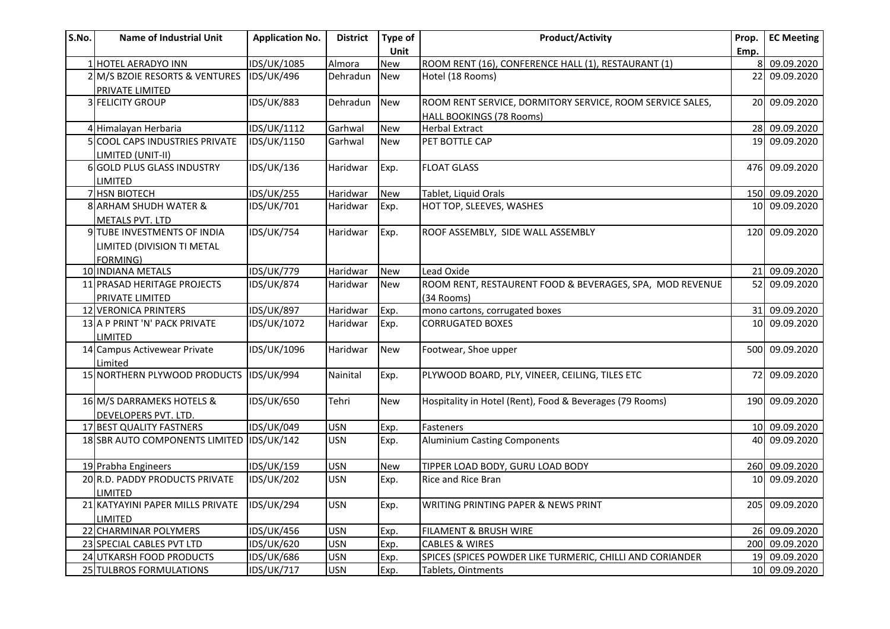| S.No. | Name of Industrial Unit | Application No. | District | Type of Unit | Product/Activity | Prop. Emp. | EC Meeting |
|---|---|---|---|---|---|---|---|
| 1 | HOTEL AERADYO INN | IDS/UK/1085 | Almora | New | ROOM RENT (16), CONFERENCE HALL (1), RESTAURANT (1) | 8 | 09.09.2020 |
| 2 | M/S BZOIE RESORTS & VENTURES PRIVATE LIMITED | IDS/UK/496 | Dehradun | New | Hotel (18 Rooms) | 22 | 09.09.2020 |
| 3 | FELICITY GROUP | IDS/UK/883 | Dehradun | New | ROOM RENT SERVICE, DORMITORY SERVICE, ROOM SERVICE SALES, HALL BOOKINGS (78 Rooms) | 20 | 09.09.2020 |
| 4 | Himalayan Herbaria | IDS/UK/1112 | Garhwal | New | Herbal Extract | 28 | 09.09.2020 |
| 5 | COOL CAPS INDUSTRIES PRIVATE LIMITED (UNIT-II) | IDS/UK/1150 | Garhwal | New | PET BOTTLE CAP | 19 | 09.09.2020 |
| 6 | GOLD PLUS GLASS INDUSTRY LIMITED | IDS/UK/136 | Haridwar | Exp. | FLOAT GLASS | 476 | 09.09.2020 |
| 7 | HSN BIOTECH | IDS/UK/255 | Haridwar | New | Tablet, Liquid Orals | 150 | 09.09.2020 |
| 8 | ARHAM SHUDH WATER & METALS PVT. LTD | IDS/UK/701 | Haridwar | Exp. | HOT TOP, SLEEVES, WASHES | 10 | 09.09.2020 |
| 9 | TUBE INVESTMENTS OF INDIA LIMITED (DIVISION TI METAL FORMING) | IDS/UK/754 | Haridwar | Exp. | ROOF ASSEMBLY, SIDE WALL ASSEMBLY | 120 | 09.09.2020 |
| 10 | INDIANA METALS | IDS/UK/779 | Haridwar | New | Lead Oxide | 21 | 09.09.2020 |
| 11 | PRASAD HERITAGE PROJECTS PRIVATE LIMITED | IDS/UK/874 | Haridwar | New | ROOM RENT, RESTAURENT FOOD & BEVERAGES, SPA, MOD REVENUE (34 Rooms) | 52 | 09.09.2020 |
| 12 | VERONICA PRINTERS | IDS/UK/897 | Haridwar | Exp. | mono cartons, corrugated boxes | 31 | 09.09.2020 |
| 13 | A P PRINT 'N' PACK PRIVATE LIMITED | IDS/UK/1072 | Haridwar | Exp. | CORRUGATED BOXES | 10 | 09.09.2020 |
| 14 | Campus Activewear Private Limited | IDS/UK/1096 | Haridwar | New | Footwear, Shoe upper | 500 | 09.09.2020 |
| 15 | NORTHERN PLYWOOD PRODUCTS | IDS/UK/994 | Nainital | Exp. | PLYWOOD BOARD, PLY, VINEER, CEILING, TILES ETC | 72 | 09.09.2020 |
| 16 | M/S DARRAMEKS HOTELS & DEVELOPERS PVT. LTD. | IDS/UK/650 | Tehri | New | Hospitality in Hotel (Rent), Food & Beverages (79 Rooms) | 190 | 09.09.2020 |
| 17 | BEST QUALITY FASTNERS | IDS/UK/049 | USN | Exp. | Fasteners | 10 | 09.09.2020 |
| 18 | SBR AUTO COMPONENTS LIMITED | IDS/UK/142 | USN | Exp. | Aluminium Casting Components | 40 | 09.09.2020 |
| 19 | Prabha Engineers | IDS/UK/159 | USN | New | TIPPER LOAD BODY, GURU LOAD BODY | 260 | 09.09.2020 |
| 20 | R.D. PADDY PRODUCTS PRIVATE LIMITED | IDS/UK/202 | USN | Exp. | Rice and Rice Bran | 10 | 09.09.2020 |
| 21 | KATYAYINI PAPER MILLS PRIVATE LIMITED | IDS/UK/294 | USN | Exp. | WRITING PRINTING PAPER & NEWS PRINT | 205 | 09.09.2020 |
| 22 | CHARMINAR POLYMERS | IDS/UK/456 | USN | Exp. | FILAMENT & BRUSH WIRE | 26 | 09.09.2020 |
| 23 | SPECIAL CABLES PVT LTD | IDS/UK/620 | USN | Exp. | CABLES & WIRES | 200 | 09.09.2020 |
| 24 | UTKARSH FOOD PRODUCTS | IDS/UK/686 | USN | Exp. | SPICES (SPICES POWDER LIKE TURMERIC, CHILLI AND CORIANDER | 19 | 09.09.2020 |
| 25 | TULBROS FORMULATIONS | IDS/UK/717 | USN | Exp. | Tablets, Ointments | 10 | 09.09.2020 |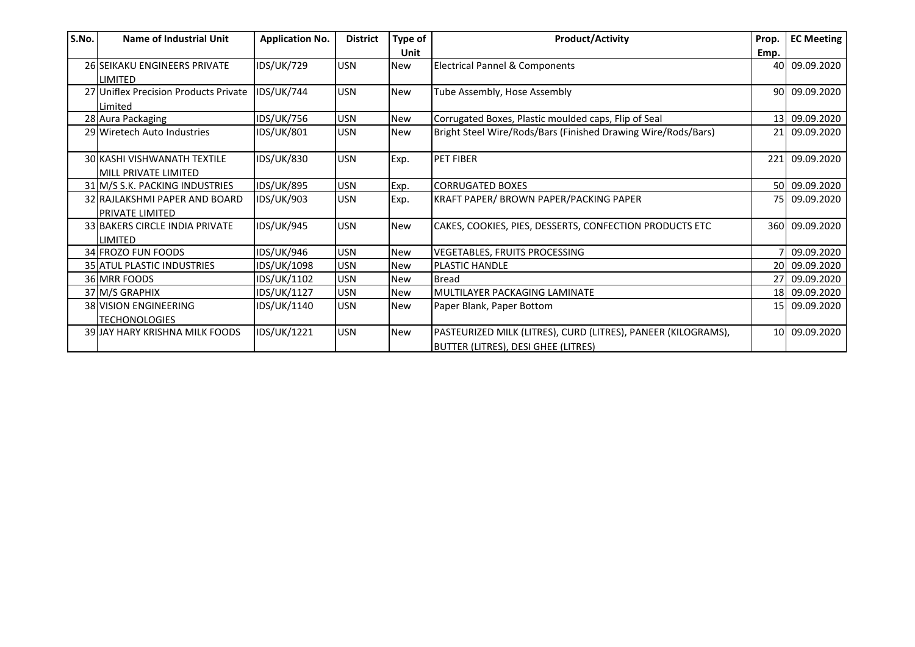| S.No. | Name of Industrial Unit | Application No. | District | Type of Unit | Product/Activity | Prop. Emp. | EC Meeting |
|---|---|---|---|---|---|---|---|
| 26 | SEIKAKU ENGINEERS PRIVATE LIMITED | IDS/UK/729 | USN | New | Electrical Pannel & Components | 40 | 09.09.2020 |
| 27 | Uniflex Precision Products Private Limited | IDS/UK/744 | USN | New | Tube Assembly, Hose Assembly | 90 | 09.09.2020 |
| 28 | Aura Packaging | IDS/UK/756 | USN | New | Corrugated Boxes, Plastic moulded caps, Flip of Seal | 13 | 09.09.2020 |
| 29 | Wiretech Auto Industries | IDS/UK/801 | USN | New | Bright Steel Wire/Rods/Bars (Finished Drawing Wire/Rods/Bars) | 21 | 09.09.2020 |
| 30 | KASHI VISHWANATH TEXTILE MILL PRIVATE LIMITED | IDS/UK/830 | USN | Exp. | PET FIBER | 221 | 09.09.2020 |
| 31 | M/S S.K. PACKING INDUSTRIES | IDS/UK/895 | USN | Exp. | CORRUGATED BOXES | 50 | 09.09.2020 |
| 32 | RAJLAKSHMI PAPER AND BOARD PRIVATE LIMITED | IDS/UK/903 | USN | Exp. | KRAFT PAPER/ BROWN PAPER/PACKING PAPER | 75 | 09.09.2020 |
| 33 | BAKERS CIRCLE INDIA PRIVATE LIMITED | IDS/UK/945 | USN | New | CAKES, COOKIES, PIES, DESSERTS, CONFECTION PRODUCTS ETC | 360 | 09.09.2020 |
| 34 | FROZO FUN FOODS | IDS/UK/946 | USN | New | VEGETABLES, FRUITS PROCESSING | 7 | 09.09.2020 |
| 35 | ATUL PLASTIC INDUSTRIES | IDS/UK/1098 | USN | New | PLASTIC HANDLE | 20 | 09.09.2020 |
| 36 | MRR FOODS | IDS/UK/1102 | USN | New | Bread | 27 | 09.09.2020 |
| 37 | M/S GRAPHIX | IDS/UK/1127 | USN | New | MULTILAYER PACKAGING LAMINATE | 18 | 09.09.2020 |
| 38 | VISION ENGINEERING TECHONOLOGIES | IDS/UK/1140 | USN | New | Paper Blank, Paper Bottom | 15 | 09.09.2020 |
| 39 | JAY HARY KRISHNA MILK FOODS | IDS/UK/1221 | USN | New | PASTEURIZED MILK (LITRES), CURD (LITRES), PANEER (KILOGRAMS), BUTTER (LITRES), DESI GHEE (LITRES) | 10 | 09.09.2020 |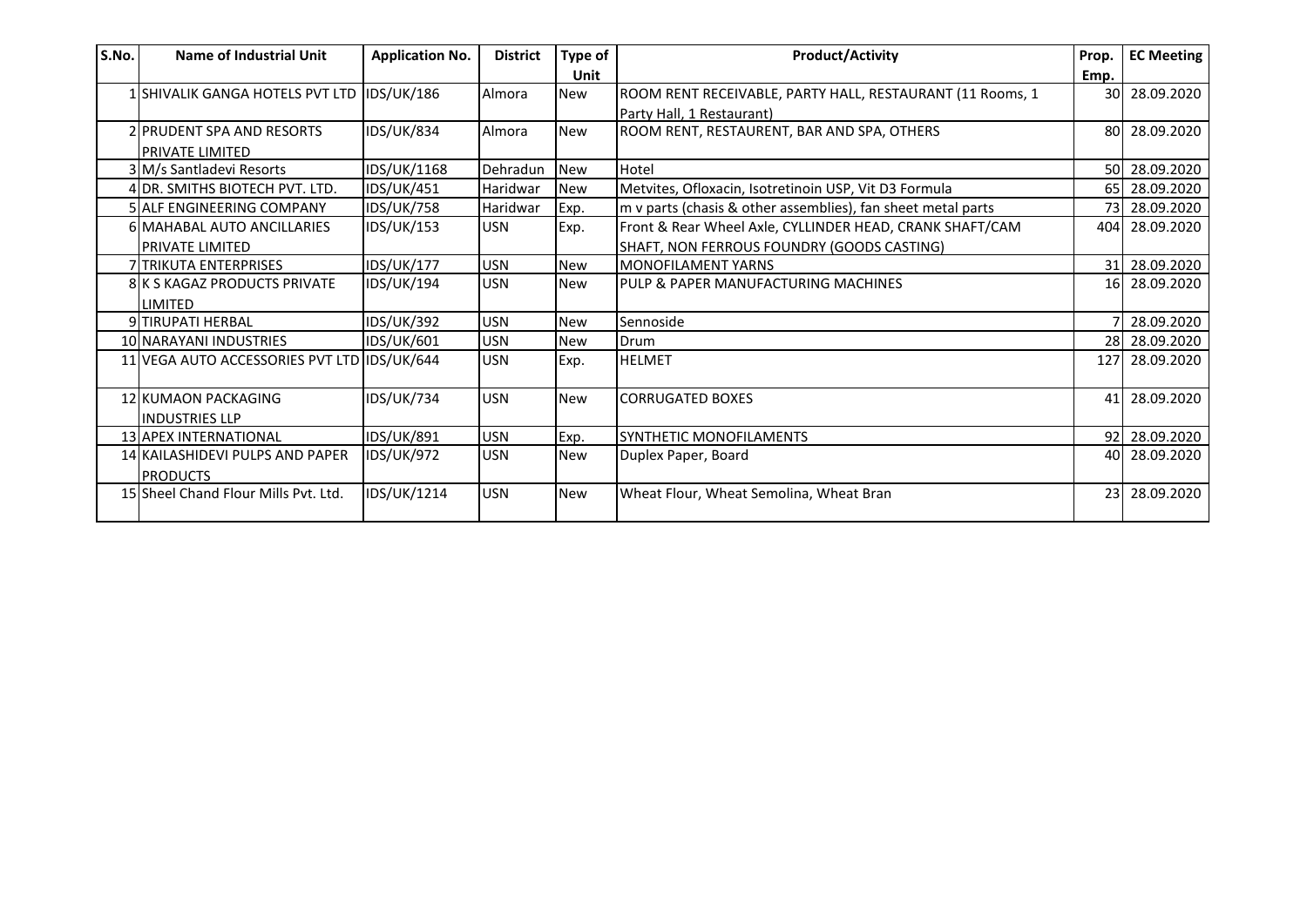| S.No. | Name of Industrial Unit | Application No. | District | Type of Unit | Product/Activity | Prop. Emp. | EC Meeting |
|---|---|---|---|---|---|---|---|
| 1 | SHIVALIK GANGA HOTELS PVT LTD | IDS/UK/186 | Almora | New | ROOM RENT RECEIVABLE, PARTY HALL, RESTAURANT (11 Rooms, 1 Party Hall, 1 Restaurant) | 30 | 28.09.2020 |
| 2 | PRUDENT SPA AND RESORTS PRIVATE LIMITED | IDS/UK/834 | Almora | New | ROOM RENT, RESTAURENT, BAR AND SPA, OTHERS | 80 | 28.09.2020 |
| 3 | M/s Santladevi Resorts | IDS/UK/1168 | Dehradun | New | Hotel | 50 | 28.09.2020 |
| 4 | DR. SMITHS BIOTECH PVT. LTD. | IDS/UK/451 | Haridwar | New | Metvites, Ofloxacin, Isotretinoin USP, Vit D3 Formula | 65 | 28.09.2020 |
| 5 | ALF ENGINEERING COMPANY | IDS/UK/758 | Haridwar | Exp. | m v parts (chasis & other assemblies), fan sheet metal parts | 73 | 28.09.2020 |
| 6 | MAHABAL AUTO ANCILLARIES PRIVATE LIMITED | IDS/UK/153 | USN | Exp. | Front & Rear Wheel Axle, CYLLINDER HEAD, CRANK SHAFT/CAM SHAFT, NON FERROUS FOUNDRY (GOODS CASTING) | 404 | 28.09.2020 |
| 7 | TRIKUTA ENTERPRISES | IDS/UK/177 | USN | New | MONOFILAMENT YARNS | 31 | 28.09.2020 |
| 8 | K S KAGAZ PRODUCTS PRIVATE LIMITED | IDS/UK/194 | USN | New | PULP & PAPER MANUFACTURING MACHINES | 16 | 28.09.2020 |
| 9 | TIRUPATI HERBAL | IDS/UK/392 | USN | New | Sennoside | 7 | 28.09.2020 |
| 10 | NARAYANI INDUSTRIES | IDS/UK/601 | USN | New | Drum | 28 | 28.09.2020 |
| 11 | VEGA AUTO ACCESSORIES PVT LTD | IDS/UK/644 | USN | Exp. | HELMET | 127 | 28.09.2020 |
| 12 | KUMAON PACKAGING INDUSTRIES LLP | IDS/UK/734 | USN | New | CORRUGATED BOXES | 41 | 28.09.2020 |
| 13 | APEX INTERNATIONAL | IDS/UK/891 | USN | Exp. | SYNTHETIC MONOFILAMENTS | 92 | 28.09.2020 |
| 14 | KAILASHIDEVI PULPS AND PAPER PRODUCTS | IDS/UK/972 | USN | New | Duplex Paper, Board | 40 | 28.09.2020 |
| 15 | Sheel Chand Flour Mills Pvt. Ltd. | IDS/UK/1214 | USN | New | Wheat Flour, Wheat Semolina, Wheat Bran | 23 | 28.09.2020 |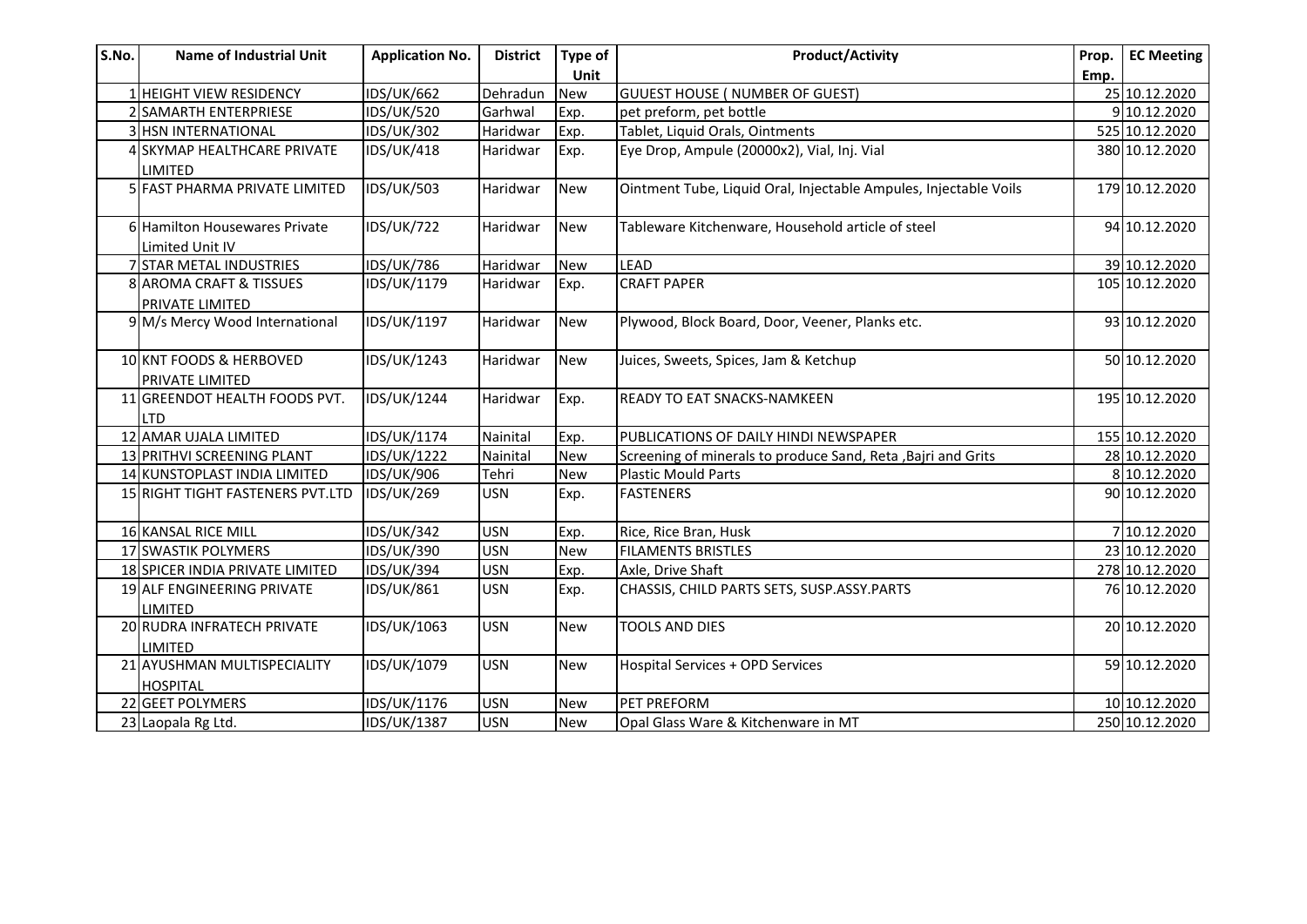| S.No. | Name of Industrial Unit | Application No. | District | Type of Unit | Product/Activity | Prop. Emp. | EC Meeting |
|---|---|---|---|---|---|---|---|
| 1 | HEIGHT VIEW RESIDENCY | IDS/UK/662 | Dehradun | New | GUUEST HOUSE ( NUMBER OF GUEST) | 25 | 10.12.2020 |
| 2 | SAMARTH ENTERPRIESE | IDS/UK/520 | Garhwal | Exp. | pet preform, pet bottle | 9 | 10.12.2020 |
| 3 | HSN INTERNATIONAL | IDS/UK/302 | Haridwar | Exp. | Tablet, Liquid Orals, Ointments | 525 | 10.12.2020 |
| 4 | SKYMAP HEALTHCARE PRIVATE LIMITED | IDS/UK/418 | Haridwar | Exp. | Eye Drop, Ampule (20000x2), Vial, Inj. Vial | 380 | 10.12.2020 |
| 5 | FAST PHARMA PRIVATE LIMITED | IDS/UK/503 | Haridwar | New | Ointment Tube, Liquid Oral, Injectable Ampules, Injectable Voils | 179 | 10.12.2020 |
| 6 | Hamilton Housewares Private Limited Unit IV | IDS/UK/722 | Haridwar | New | Tableware Kitchenware, Household article of steel | 94 | 10.12.2020 |
| 7 | STAR METAL INDUSTRIES | IDS/UK/786 | Haridwar | New | LEAD | 39 | 10.12.2020 |
| 8 | AROMA CRAFT & TISSUES PRIVATE LIMITED | IDS/UK/1179 | Haridwar | Exp. | CRAFT PAPER | 105 | 10.12.2020 |
| 9 | M/s Mercy Wood International | IDS/UK/1197 | Haridwar | New | Plywood, Block Board, Door, Veener, Planks etc. | 93 | 10.12.2020 |
| 10 | KNT FOODS & HERBOVED PRIVATE LIMITED | IDS/UK/1243 | Haridwar | New | Juices, Sweets, Spices, Jam & Ketchup | 50 | 10.12.2020 |
| 11 | GREENDOT HEALTH FOODS PVT. LTD | IDS/UK/1244 | Haridwar | Exp. | READY TO EAT SNACKS-NAMKEEN | 195 | 10.12.2020 |
| 12 | AMAR UJALA LIMITED | IDS/UK/1174 | Nainital | Exp. | PUBLICATIONS OF DAILY HINDI NEWSPAPER | 155 | 10.12.2020 |
| 13 | PRITHVI SCREENING PLANT | IDS/UK/1222 | Nainital | New | Screening of minerals to produce Sand, Reta ,Bajri and Grits | 28 | 10.12.2020 |
| 14 | KUNSTOPLAST INDIA LIMITED | IDS/UK/906 | Tehri | New | Plastic Mould Parts | 8 | 10.12.2020 |
| 15 | RIGHT TIGHT FASTENERS PVT.LTD | IDS/UK/269 | USN | Exp. | FASTENERS | 90 | 10.12.2020 |
| 16 | KANSAL RICE MILL | IDS/UK/342 | USN | Exp. | Rice, Rice Bran, Husk | 7 | 10.12.2020 |
| 17 | SWASTIK POLYMERS | IDS/UK/390 | USN | New | FILAMENTS BRISTLES | 23 | 10.12.2020 |
| 18 | SPICER INDIA PRIVATE LIMITED | IDS/UK/394 | USN | Exp. | Axle, Drive Shaft | 278 | 10.12.2020 |
| 19 | ALF ENGINEERING PRIVATE LIMITED | IDS/UK/861 | USN | Exp. | CHASSIS, CHILD PARTS SETS, SUSP.ASSY.PARTS | 76 | 10.12.2020 |
| 20 | RUDRA INFRATECH PRIVATE LIMITED | IDS/UK/1063 | USN | New | TOOLS AND DIES | 20 | 10.12.2020 |
| 21 | AYUSHMAN MULTISPECIALITY HOSPITAL | IDS/UK/1079 | USN | New | Hospital Services + OPD Services | 59 | 10.12.2020 |
| 22 | GEET POLYMERS | IDS/UK/1176 | USN | New | PET PREFORM | 10 | 10.12.2020 |
| 23 | Laopala Rg Ltd. | IDS/UK/1387 | USN | New | Opal Glass Ware & Kitchenware in MT | 250 | 10.12.2020 |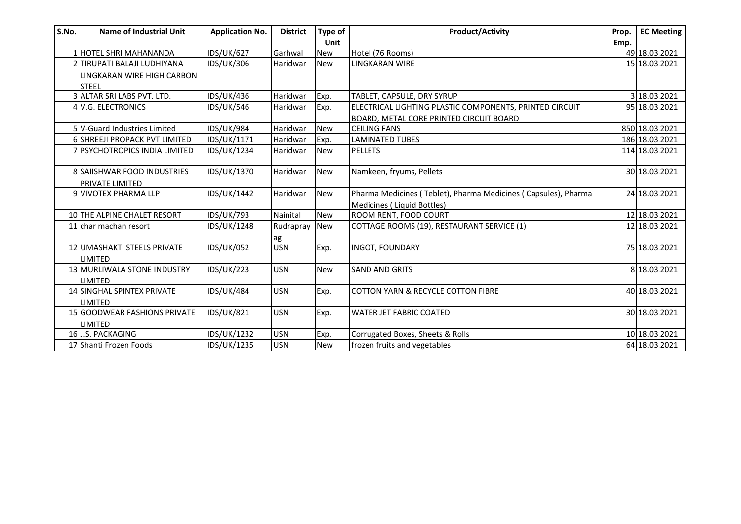| S.No. | Name of Industrial Unit | Application No. | District | Type of Unit | Product/Activity | Prop. Emp. | EC Meeting |
|---|---|---|---|---|---|---|---|
| 1 | HOTEL SHRI MAHANANDA | IDS/UK/627 | Garhwal | New | Hotel (76 Rooms) | 49 | 18.03.2021 |
| 2 | TIRUPATI BALAJI LUDHIYANA LINGKARAN WIRE HIGH CARBON STEEL | IDS/UK/306 | Haridwar | New | LINGKARAN WIRE | 15 | 18.03.2021 |
| 3 | ALTAR SRI LABS PVT. LTD. | IDS/UK/436 | Haridwar | Exp. | TABLET, CAPSULE, DRY SYRUP | 3 | 18.03.2021 |
| 4 | V.G. ELECTRONICS | IDS/UK/546 | Haridwar | Exp. | ELECTRICAL LIGHTING PLASTIC COMPONENTS, PRINTED CIRCUIT BOARD, METAL CORE PRINTED CIRCUIT BOARD | 95 | 18.03.2021 |
| 5 | V-Guard Industries Limited | IDS/UK/984 | Haridwar | New | CEILING FANS | 850 | 18.03.2021 |
| 6 | SHREEJI PROPACK PVT LIMITED | IDS/UK/1171 | Haridwar | Exp. | LAMINATED TUBES | 186 | 18.03.2021 |
| 7 | PSYCHOTROPICS INDIA LIMITED | IDS/UK/1234 | Haridwar | New | PELLETS | 114 | 18.03.2021 |
| 8 | SAIISHWAR FOOD INDUSTRIES PRIVATE LIMITED | IDS/UK/1370 | Haridwar | New | Namkeen, fryums, Pellets | 30 | 18.03.2021 |
| 9 | VIVOTEX PHARMA LLP | IDS/UK/1442 | Haridwar | New | Pharma Medicines ( Teblet), Pharma Medicines ( Capsules), Pharma Medicines ( Liquid Bottles) | 24 | 18.03.2021 |
| 10 | THE ALPINE CHALET RESORT | IDS/UK/793 | Nainital | New | ROOM RENT, FOOD COURT | 12 | 18.03.2021 |
| 11 | char machan resort | IDS/UK/1248 | Rudrapray ag | New | COTTAGE ROOMS (19), RESTAURANT SERVICE (1) | 12 | 18.03.2021 |
| 12 | UMASHAKTI STEELS PRIVATE LIMITED | IDS/UK/052 | USN | Exp. | INGOT, FOUNDARY | 75 | 18.03.2021 |
| 13 | MURLIWALA STONE INDUSTRY LIMITED | IDS/UK/223 | USN | New | SAND AND GRITS | 8 | 18.03.2021 |
| 14 | SINGHAL SPINTEX PRIVATE LIMITED | IDS/UK/484 | USN | Exp. | COTTON YARN & RECYCLE COTTON FIBRE | 40 | 18.03.2021 |
| 15 | GOODWEAR FASHIONS PRIVATE LIMITED | IDS/UK/821 | USN | Exp. | WATER JET FABRIC COATED | 30 | 18.03.2021 |
| 16 | J.S. PACKAGING | IDS/UK/1232 | USN | Exp. | Corrugated Boxes, Sheets & Rolls | 10 | 18.03.2021 |
| 17 | Shanti Frozen Foods | IDS/UK/1235 | USN | New | frozen fruits and vegetables | 64 | 18.03.2021 |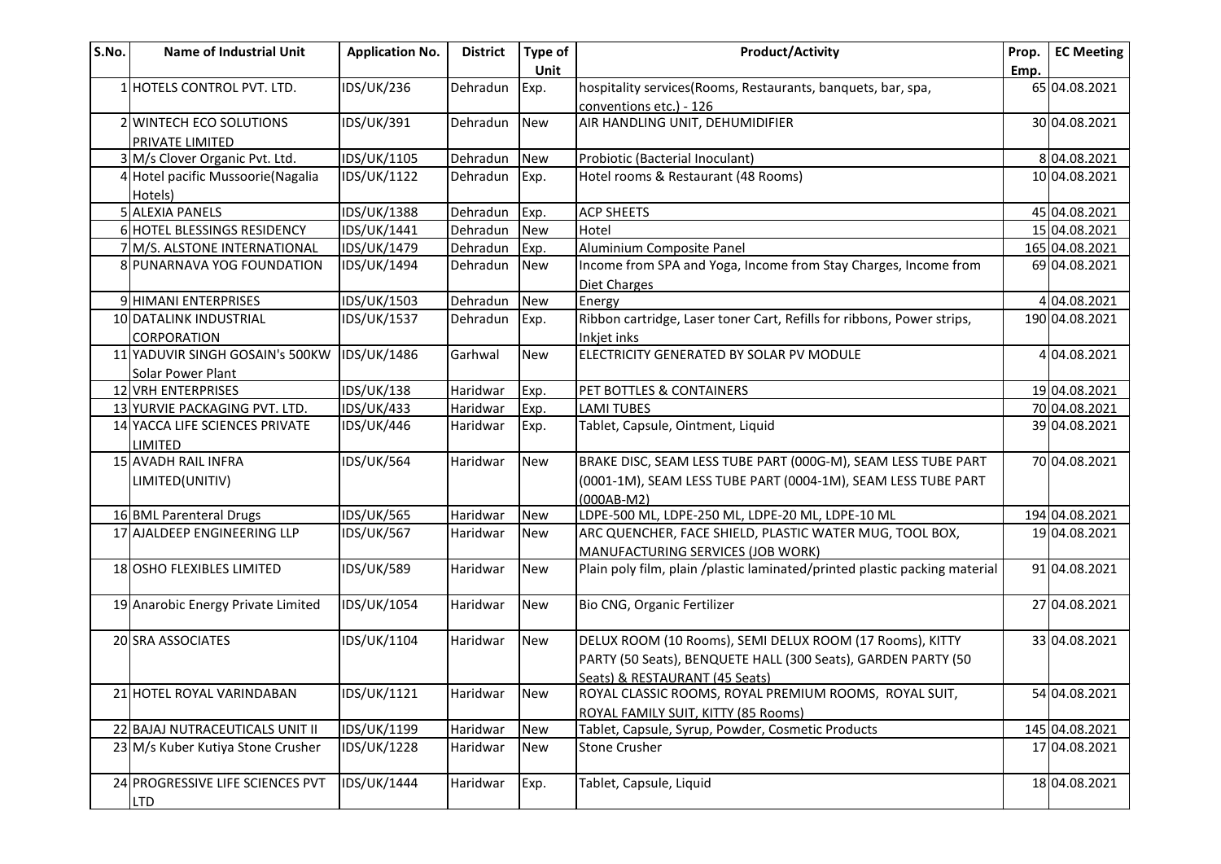| S.No. | Name of Industrial Unit | Application No. | District | Type of Unit | Product/Activity | Prop. Emp. | EC Meeting |
|---|---|---|---|---|---|---|---|
| 1 | HOTELS CONTROL PVT. LTD. | IDS/UK/236 | Dehradun | Exp. | hospitality services(Rooms, Restaurants, banquets, bar, spa, conventions etc.) - 126 | 65 | 04.08.2021 |
| 2 | WINTECH ECO SOLUTIONS PRIVATE LIMITED | IDS/UK/391 | Dehradun | New | AIR HANDLING UNIT, DEHUMIDIFIER | 30 | 04.08.2021 |
| 3 | M/s Clover Organic Pvt. Ltd. | IDS/UK/1105 | Dehradun | New | Probiotic (Bacterial Inoculant) | 8 | 04.08.2021 |
| 4 | Hotel pacific Mussoorie(Nagalia Hotels) | IDS/UK/1122 | Dehradun | Exp. | Hotel rooms & Restaurant (48 Rooms) | 10 | 04.08.2021 |
| 5 | ALEXIA PANELS | IDS/UK/1388 | Dehradun | Exp. | ACP SHEETS | 45 | 04.08.2021 |
| 6 | HOTEL BLESSINGS RESIDENCY | IDS/UK/1441 | Dehradun | New | Hotel | 15 | 04.08.2021 |
| 7 | M/S. ALSTONE INTERNATIONAL | IDS/UK/1479 | Dehradun | Exp. | Aluminium Composite Panel | 165 | 04.08.2021 |
| 8 | PUNARNAVA YOG FOUNDATION | IDS/UK/1494 | Dehradun | New | Income from SPA and Yoga, Income from Stay Charges, Income from Diet Charges | 69 | 04.08.2021 |
| 9 | HIMANI ENTERPRISES | IDS/UK/1503 | Dehradun | New | Energy | 4 | 04.08.2021 |
| 10 | DATALINK INDUSTRIAL CORPORATION | IDS/UK/1537 | Dehradun | Exp. | Ribbon cartridge, Laser toner Cart, Refills for ribbons, Power strips, Inkjet inks | 190 | 04.08.2021 |
| 11 | YADUVIR SINGH GOSAIN's 500KW Solar Power Plant | IDS/UK/1486 | Garhwal | New | ELECTRICITY GENERATED BY SOLAR PV MODULE | 4 | 04.08.2021 |
| 12 | VRH ENTERPRISES | IDS/UK/138 | Haridwar | Exp. | PET BOTTLES & CONTAINERS | 19 | 04.08.2021 |
| 13 | YURVIE PACKAGING PVT. LTD. | IDS/UK/433 | Haridwar | Exp. | LAMI TUBES | 70 | 04.08.2021 |
| 14 | YACCA LIFE SCIENCES PRIVATE LIMITED | IDS/UK/446 | Haridwar | Exp. | Tablet, Capsule, Ointment, Liquid | 39 | 04.08.2021 |
| 15 | AVADH RAIL INFRA LIMITED(UNITIV) | IDS/UK/564 | Haridwar | New | BRAKE DISC, SEAM LESS TUBE PART (000G-M), SEAM LESS TUBE PART (0001-1M), SEAM LESS TUBE PART (0004-1M), SEAM LESS TUBE PART (000AB-M2) | 70 | 04.08.2021 |
| 16 | BML Parenteral Drugs | IDS/UK/565 | Haridwar | New | LDPE-500 ML, LDPE-250 ML, LDPE-20 ML, LDPE-10 ML | 194 | 04.08.2021 |
| 17 | AJALDEEP ENGINEERING LLP | IDS/UK/567 | Haridwar | New | ARC QUENCHER, FACE SHIELD, PLASTIC WATER MUG, TOOL BOX, MANUFACTURING SERVICES (JOB WORK) | 19 | 04.08.2021 |
| 18 | OSHO FLEXIBLES LIMITED | IDS/UK/589 | Haridwar | New | Plain poly film, plain /plastic laminated/printed plastic packing material | 91 | 04.08.2021 |
| 19 | Anarobic Energy Private Limited | IDS/UK/1054 | Haridwar | New | Bio CNG, Organic Fertilizer | 27 | 04.08.2021 |
| 20 | SRA ASSOCIATES | IDS/UK/1104 | Haridwar | New | DELUX ROOM (10 Rooms), SEMI DELUX ROOM (17 Rooms), KITTY PARTY (50 Seats), BENQUETE HALL (300 Seats), GARDEN PARTY (50 Seats) & RESTAURANT (45 Seats) | 33 | 04.08.2021 |
| 21 | HOTEL ROYAL VARINDABAN | IDS/UK/1121 | Haridwar | New | ROYAL CLASSIC ROOMS, ROYAL PREMIUM ROOMS, ROYAL SUIT, ROYAL FAMILY SUIT, KITTY (85 Rooms) | 54 | 04.08.2021 |
| 22 | BAJAJ NUTRACEUTICALS UNIT II | IDS/UK/1199 | Haridwar | New | Tablet, Capsule, Syrup, Powder, Cosmetic Products | 145 | 04.08.2021 |
| 23 | M/s Kuber Kutiya Stone Crusher | IDS/UK/1228 | Haridwar | New | Stone Crusher | 17 | 04.08.2021 |
| 24 | PROGRESSIVE LIFE SCIENCES PVT LTD | IDS/UK/1444 | Haridwar | Exp. | Tablet, Capsule, Liquid | 18 | 04.08.2021 |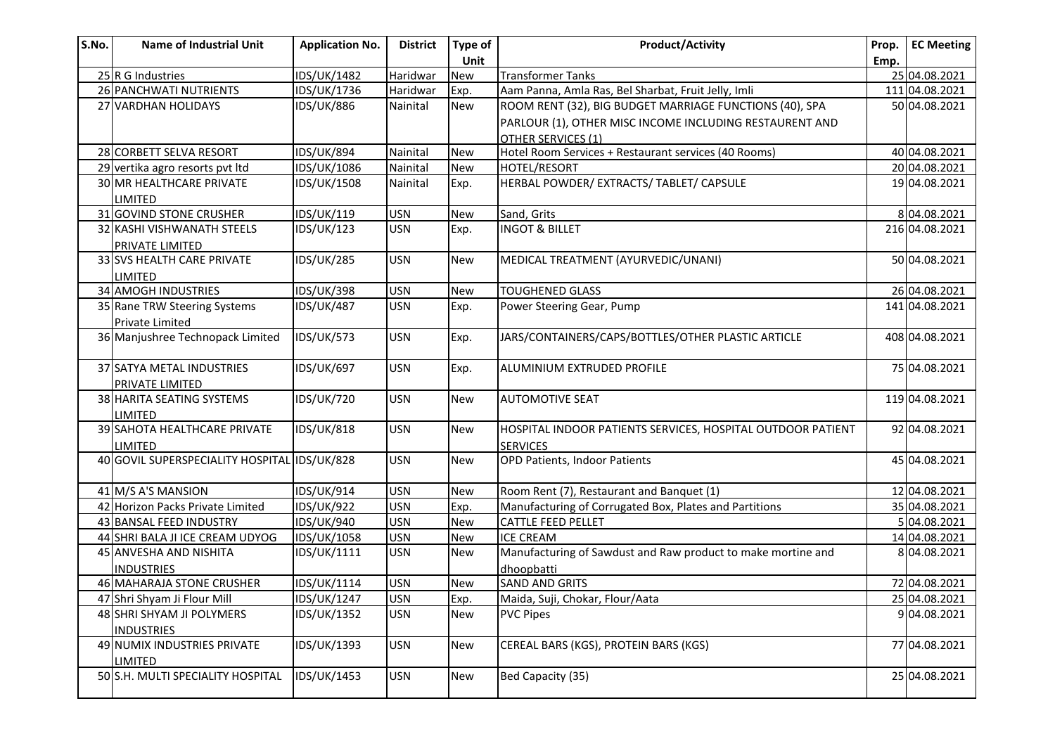| S.No. | Name of Industrial Unit | Application No. | District | Type of Unit | Product/Activity | Prop. Emp. | EC Meeting |
|---|---|---|---|---|---|---|---|
| 25 | R G Industries | IDS/UK/1482 | Haridwar | New | Transformer Tanks | 25 | 04.08.2021 |
| 26 | PANCHWATI NUTRIENTS | IDS/UK/1736 | Haridwar | Exp. | Aam Panna, Amla Ras, Bel Sharbat, Fruit Jelly, Imli | 111 | 04.08.2021 |
| 27 | VARDHAN HOLIDAYS | IDS/UK/886 | Nainital | New | ROOM RENT (32), BIG BUDGET MARRIAGE FUNCTIONS (40), SPA PARLOUR (1), OTHER MISC INCOME INCLUDING RESTAURENT AND OTHER SERVICES (1) | 50 | 04.08.2021 |
| 28 | CORBETT SELVA RESORT | IDS/UK/894 | Nainital | New | Hotel Room Services + Restaurant services (40 Rooms) | 40 | 04.08.2021 |
| 29 | vertika agro resorts pvt ltd | IDS/UK/1086 | Nainital | New | HOTEL/RESORT | 20 | 04.08.2021 |
| 30 | MR HEALTHCARE PRIVATE LIMITED | IDS/UK/1508 | Nainital | Exp. | HERBAL POWDER/ EXTRACTS/ TABLET/ CAPSULE | 19 | 04.08.2021 |
| 31 | GOVIND STONE CRUSHER | IDS/UK/119 | USN | New | Sand, Grits | 8 | 04.08.2021 |
| 32 | KASHI VISHWANATH STEELS PRIVATE LIMITED | IDS/UK/123 | USN | Exp. | INGOT & BILLET | 216 | 04.08.2021 |
| 33 | SVS HEALTH CARE PRIVATE LIMITED | IDS/UK/285 | USN | New | MEDICAL TREATMENT (AYURVEDIC/UNANI) | 50 | 04.08.2021 |
| 34 | AMOGH INDUSTRIES | IDS/UK/398 | USN | New | TOUGHENED GLASS | 26 | 04.08.2021 |
| 35 | Rane TRW Steering Systems Private Limited | IDS/UK/487 | USN | Exp. | Power Steering Gear, Pump | 141 | 04.08.2021 |
| 36 | Manjushree Technopack Limited | IDS/UK/573 | USN | Exp. | JARS/CONTAINERS/CAPS/BOTTLES/OTHER PLASTIC ARTICLE | 408 | 04.08.2021 |
| 37 | SATYA METAL INDUSTRIES PRIVATE LIMITED | IDS/UK/697 | USN | Exp. | ALUMINIUM EXTRUDED PROFILE | 75 | 04.08.2021 |
| 38 | HARITA SEATING SYSTEMS LIMITED | IDS/UK/720 | USN | New | AUTOMOTIVE SEAT | 119 | 04.08.2021 |
| 39 | SAHOTA HEALTHCARE PRIVATE LIMITED | IDS/UK/818 | USN | New | HOSPITAL INDOOR PATIENTS SERVICES, HOSPITAL OUTDOOR PATIENT SERVICES | 92 | 04.08.2021 |
| 40 | GOVIL SUPERSPECIALITY HOSPITAL | IDS/UK/828 | USN | New | OPD Patients, Indoor Patients | 45 | 04.08.2021 |
| 41 | M/S A'S MANSION | IDS/UK/914 | USN | New | Room Rent (7), Restaurant and Banquet (1) | 12 | 04.08.2021 |
| 42 | Horizon Packs Private Limited | IDS/UK/922 | USN | Exp. | Manufacturing of Corrugated Box, Plates and Partitions | 35 | 04.08.2021 |
| 43 | BANSAL FEED INDUSTRY | IDS/UK/940 | USN | New | CATTLE FEED PELLET | 5 | 04.08.2021 |
| 44 | SHRI BALA JI ICE CREAM UDYOG | IDS/UK/1058 | USN | New | ICE CREAM | 14 | 04.08.2021 |
| 45 | ANVESHA AND NISHITA INDUSTRIES | IDS/UK/1111 | USN | New | Manufacturing of Sawdust and Raw product to make mortine and dhoopbatti | 8 | 04.08.2021 |
| 46 | MAHARAJA STONE CRUSHER | IDS/UK/1114 | USN | New | SAND AND GRITS | 72 | 04.08.2021 |
| 47 | Shri Shyam Ji Flour Mill | IDS/UK/1247 | USN | Exp. | Maida, Suji, Chokar, Flour/Aata | 25 | 04.08.2021 |
| 48 | SHRI SHYAM JI POLYMERS INDUSTRIES | IDS/UK/1352 | USN | New | PVC Pipes | 9 | 04.08.2021 |
| 49 | NUMIX INDUSTRIES PRIVATE LIMITED | IDS/UK/1393 | USN | New | CEREAL BARS (KGS), PROTEIN BARS (KGS) | 77 | 04.08.2021 |
| 50 | S.H. MULTI SPECIALITY HOSPITAL | IDS/UK/1453 | USN | New | Bed Capacity (35) | 25 | 04.08.2021 |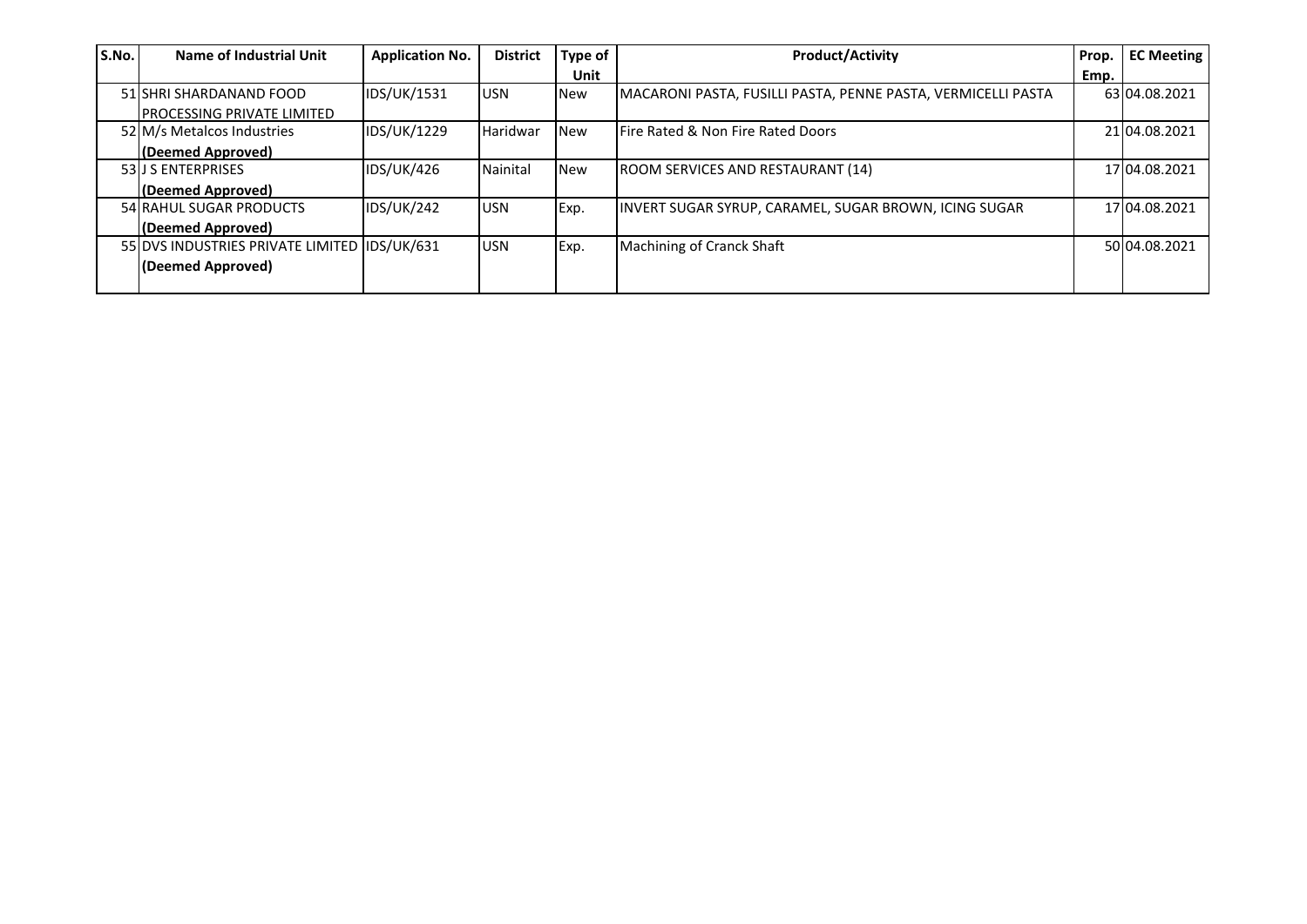| S.No. | Name of Industrial Unit | Application No. | District | Type of Unit | Product/Activity | Prop. Emp. | EC Meeting |
|---|---|---|---|---|---|---|---|
| 51 | SHRI SHARDANAND FOOD PROCESSING PRIVATE LIMITED | IDS/UK/1531 | USN | New | MACARONI PASTA, FUSILLI PASTA, PENNE PASTA, VERMICELLI PASTA | 63 | 04.08.2021 |
| 52 | M/s Metalcos Industries **(Deemed Approved)** | IDS/UK/1229 | Haridwar | New | Fire Rated & Non Fire Rated Doors | 21 | 04.08.2021 |
| 53 | J S ENTERPRISES **(Deemed Approved)** | IDS/UK/426 | Nainital | New | ROOM SERVICES AND RESTAURANT (14) | 17 | 04.08.2021 |
| 54 | RAHUL SUGAR PRODUCTS **(Deemed Approved)** | IDS/UK/242 | USN | Exp. | INVERT SUGAR SYRUP, CARAMEL, SUGAR BROWN, ICING SUGAR | 17 | 04.08.2021 |
| 55 | DVS INDUSTRIES PRIVATE LIMITED **(Deemed Approved)** | IDS/UK/631 | USN | Exp. | Machining of Cranck Shaft | 50 | 04.08.2021 |